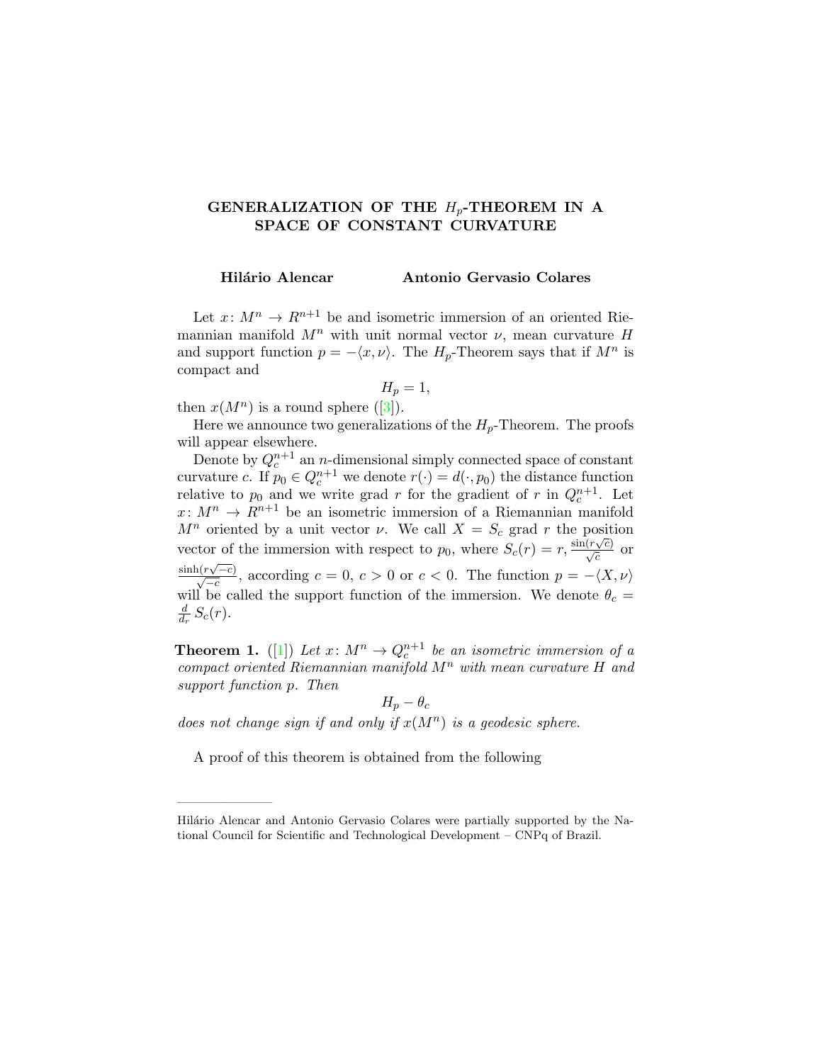# GENERALIZATION OF THE $H_p$-THEOREM IN A SPACE OF CONSTANT CURVATURE

**Hilário Alencar** **Antonio Gervasio Colares**

Let $x\colon M^n \to R^{n+1}$ be and isometric immersion of an oriented Riemannian manifold $M^n$ with unit normal vector $\nu$, mean curvature $H$ and support function $p = -\langle x, \nu\rangle$. The $H_p$-Theorem says that if $M^n$ is compact and

$$H_p = 1,$$

then $x(M^n)$ is a round sphere ([3]).

Here we announce two generalizations of the $H_p$-Theorem. The proofs will appear elsewhere.

Denote by $Q_c^{n+1}$ an $n$-dimensional simply connected space of constant curvature $c$. If $p_0 \in Q_c^{n+1}$ we denote $r(\cdot) = d(\cdot, p_0)$ the distance function relative to $p_0$ and we write grad $r$ for the gradient of $r$ in $Q_c^{n+1}$. Let $x\colon M^n \to R^{n+1}$ be an isometric immersion of a Riemannian manifold $M^n$ oriented by a unit vector $\nu$. We call $X = S_c$ grad $r$ the position vector of the immersion with respect to $p_0$, where $S_c(r) = r, \frac{\sin(r\sqrt{c})}{\sqrt{c}}$ or $\frac{\sinh(r\sqrt{-c})}{\sqrt{-c}}$, according $c = 0$, $c > 0$ or $c < 0$. The function $p = -\langle X, \nu\rangle$ will be called the support function of the immersion. We denote $\theta_c = \frac{d}{d_r} S_c(r)$.

**Theorem 1.** ([1]) *Let $x\colon M^n \to Q_c^{n+1}$ be an isometric immersion of a compact oriented Riemannian manifold $M^n$ with mean curvature $H$ and support function $p$. Then*

$$H_p - \theta_c$$

*does not change sign if and only if $x(M^n)$ is a geodesic sphere.*

A proof of this theorem is obtained from the following

---

Hilário Alencar and Antonio Gervasio Colares were partially supported by the National Council for Scientific and Technological Development – CNPq of Brazil.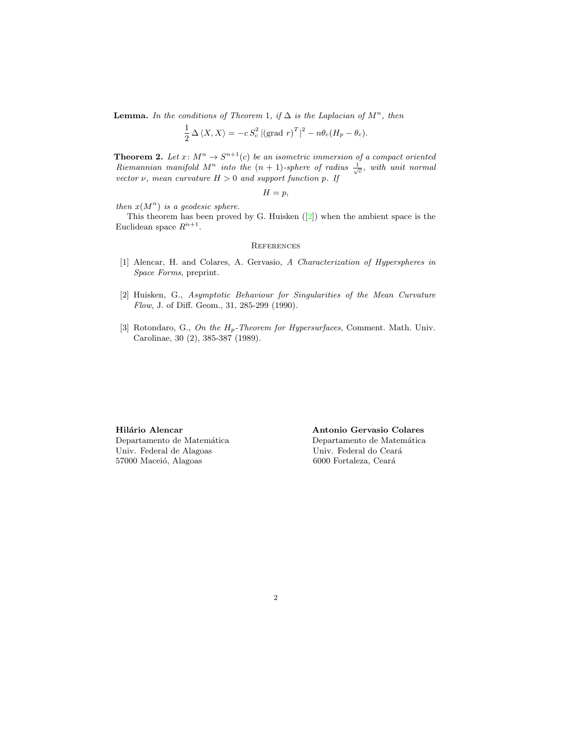**Lemma.** *In the conditions of Theorem* 1*, if* $\Delta$ *is the Laplacian of* $M^n$*, then*

$$\frac{1}{2}\,\Delta\,\langle X, X\rangle = -c\,S_c^2\,|(\text{grad }r)^T|^2 - n\theta_c(H_p - \theta_c).$$

**Theorem 2.** *Let* $x\colon M^n \to S^{n+1}(c)$ *be an isometric immersion of a compact oriented Riemannian manifold* $M^n$ *into the* $(n+1)$*-sphere of radius* $\frac{1}{\sqrt{c}}$*, with unit normal vector* $\nu$*, mean curvature* $H > 0$ *and support function* $p$*. If*

$$H = p,$$

*then* $x(M^n)$ *is a geodesic sphere.*

This theorem has been proved by G. Huisken ([2]) when the ambient space is the Euclidean space $R^{n+1}$.

## References

[1] Alencar, H. and Colares, A. Gervasio, *A Characterization of Hyperspheres in Space Forms*, preprint.

[2] Huisken, G., *Asymptotic Behaviour for Singularities of the Mean Curvature Flow*, J. of Diff. Geom., 31, 285-299 (1990).

[3] Rotondaro, G., *On the* $H_p$*-Theorem for Hypersurfaces*, Comment. Math. Univ. Carolinae, 30 (2), 385-387 (1989).

**Hilário Alencar**
Departamento de Matemática
Univ. Federal de Alagoas
57000 Maceió, Alagoas

**Antonio Gervasio Colares**
Departamento de Matemática
Univ. Federal do Ceará
6000 Fortaleza, Ceará